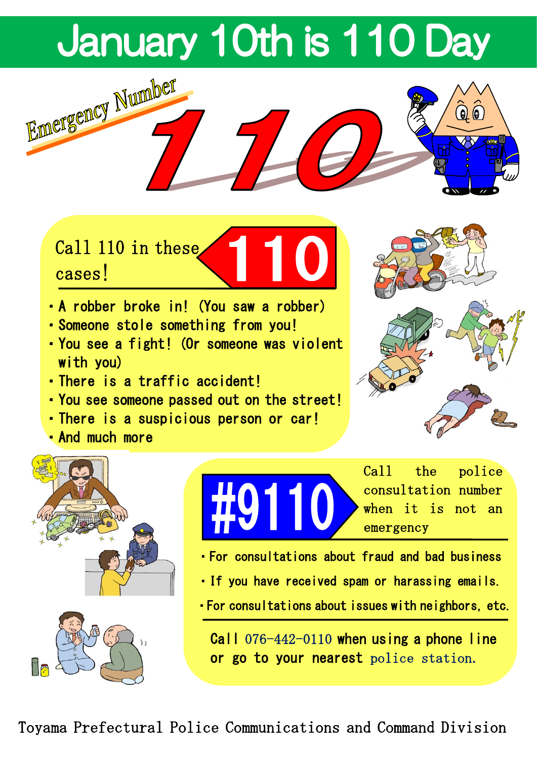# January 10th is 110 Day

Emergency Number

# 110

## Call 110 in these cases!

110

- A robber broke in! (You saw a robber)
- Someone stole something from you!
- You see a fight! (Or someone was violent with you)
- There is a traffic accident!
- You see someone passed out on the street!
- There is a suspicious person or car!
- And much more

## #9110

Call the police consultation number when it is not an emergency

- For consultations about fraud and bad business
- If you have received spam or harassing emails.
- For consultations about issues with neighbors, etc.

Call 076-442-0110 when using a phone line or go to your nearest police station.

Toyama Prefectural Police Communications and Command Division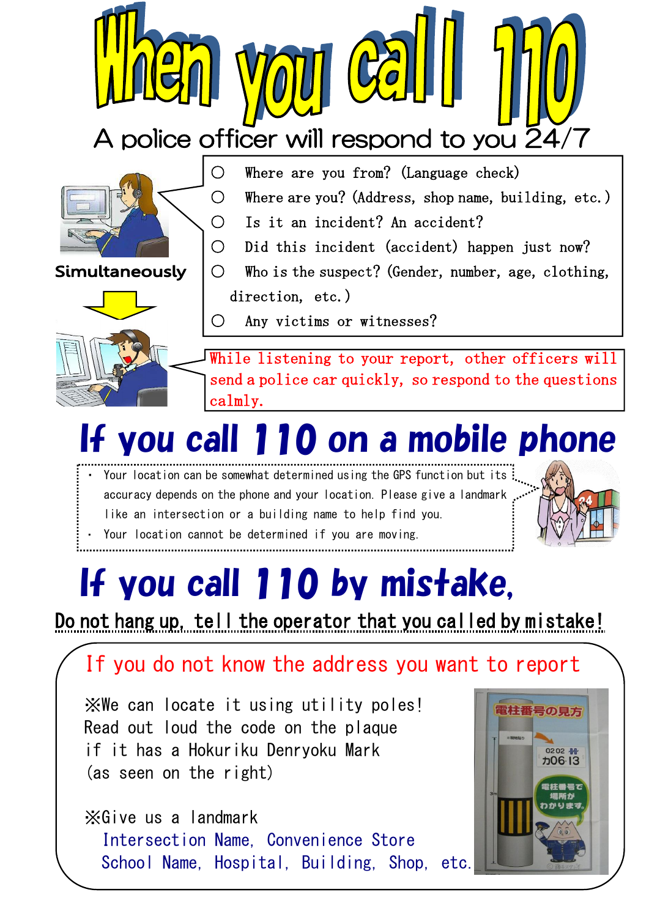# When you call 110

## A police officer will respond to you 24/7

Simultaneously

- ○ Where are you from? (Language check)
- ○ Where are you? (Address, shop name, building, etc.)
- ○ Is it an incident? An accident?
- ○ Did this incident (accident) happen just now?
- ○ Who is the suspect? (Gender, number, age, clothing, direction, etc.)
- ○ Any victims or witnesses?

While listening to your report, other officers will send a police car quickly, so respond to the questions calmly.

# If you call 110 on a mobile phone

- Your location can be somewhat determined using the GPS function but its accuracy depends on the phone and your location. Please give a landmark like an intersection or a building name to help find you.
- Your location cannot be determined if you are moving.

# If you call 110 by mistake,

**Do not hang up, tell the operator that you called by mistake!**

## If you do not know the address you want to report

※We can locate it using utility poles!
Read out loud the code on the plaque if it has a Hokuriku Denryoku Mark (as seen on the right)

※Give us a landmark
Intersection Name, Convenience Store
School Name, Hospital, Building, Shop, etc.

電柱番号の見方

0202
カ06-13

電柱番号で場所がわかります。